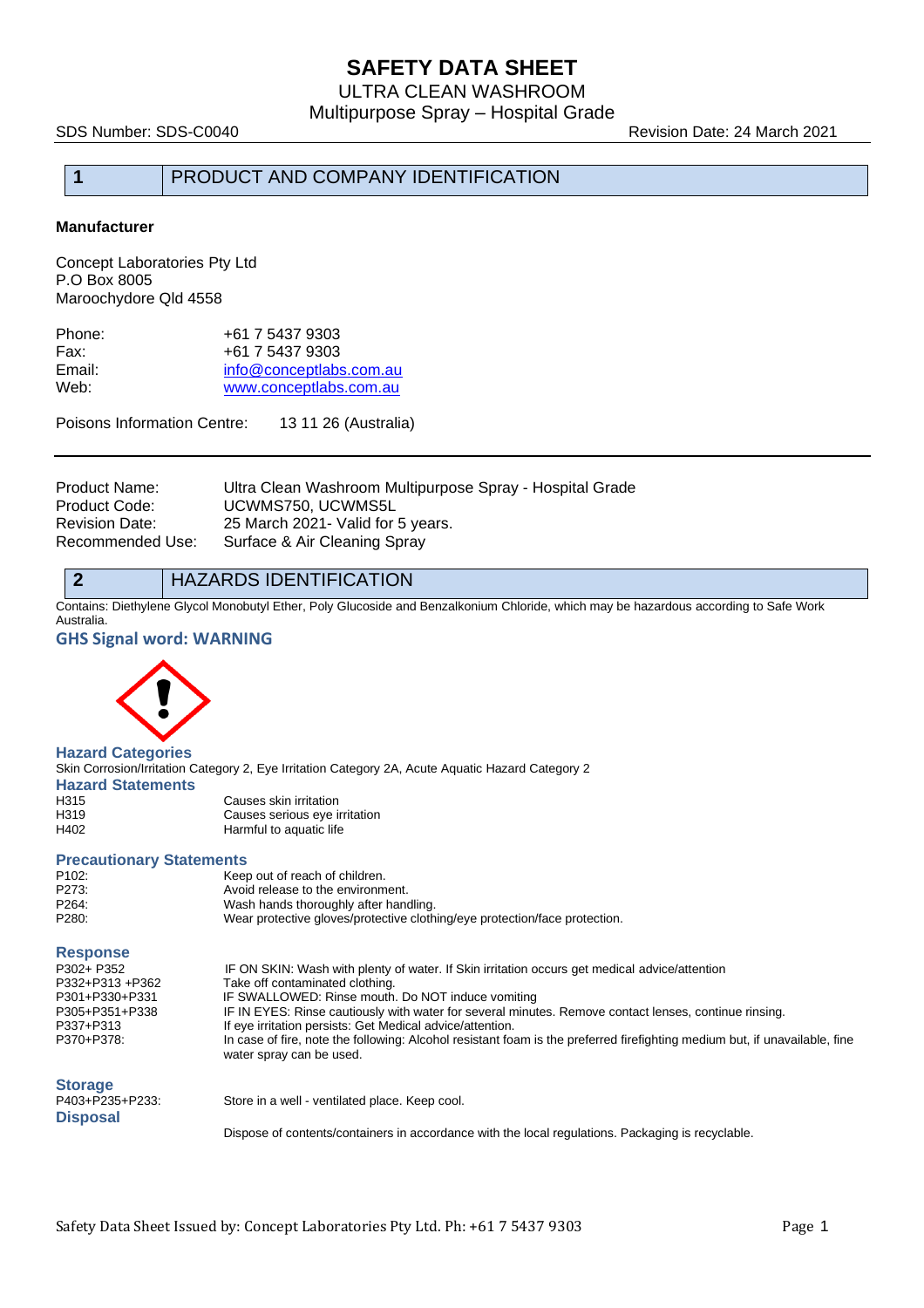# SAFETY DATA SHEET

ULTRA CLEAN WASHROOM

Multipurpose Spray – Hospital Grade

SDS Number: SDS-C0040 Revision Date: 24 March 2021

## 1 PRODUCT AND COMPANY IDENTIFICATION

**Manufacturer**

Concept Laboratories Pty Ltd
P.O Box 8005
Maroochydore Qld 4558

| | |
|---|---|
| Phone: | +61 7 5437 9303 |
| Fax: | +61 7 5437 9303 |
| Email: | info@conceptlabs.com.au |
| Web: | www.conceptlabs.com.au |

Poisons Information Centre: 13 11 26 (Australia)

| | |
|---|---|
| Product Name: | Ultra Clean Washroom Multipurpose Spray - Hospital Grade |
| Product Code: | UCWMS750, UCWMS5L |
| Revision Date: | 25 March 2021- Valid for 5 years. |
| Recommended Use: | Surface & Air Cleaning Spray |

## 2 HAZARDS IDENTIFICATION

Contains: Diethylene Glycol Monobutyl Ether, Poly Glucoside and Benzalkonium Chloride, which may be hazardous according to Safe Work Australia.

### GHS Signal word: WARNING

### Hazard Categories

Skin Corrosion/Irritation Category 2, Eye Irritation Category 2A, Acute Aquatic Hazard Category 2

### Hazard Statements

| | |
|---|---|
| H315 | Causes skin irritation |
| H319 | Causes serious eye irritation |
| H402 | Harmful to aquatic life |

### Precautionary Statements

| | |
|---|---|
| P102: | Keep out of reach of children. |
| P273: | Avoid release to the environment. |
| P264: | Wash hands thoroughly after handling. |
| P280: | Wear protective gloves/protective clothing/eye protection/face protection. |

### Response

| | |
|---|---|
| P302+ P352 | IF ON SKIN: Wash with plenty of water. If Skin irritation occurs get medical advice/attention |
| P332+P313 +P362 | Take off contaminated clothing. |
| P301+P330+P331 | IF SWALLOWED: Rinse mouth. Do NOT induce vomiting |
| P305+P351+P338 | IF IN EYES: Rinse cautiously with water for several minutes. Remove contact lenses, continue rinsing. |
| P337+P313 | If eye irritation persists: Get Medical advice/attention. |
| P370+P378: | In case of fire, note the following: Alcohol resistant foam is the preferred firefighting medium but, if unavailable, fine water spray can be used. |

### Storage

| | |
|---|---|
| P403+P235+P233: | Store in a well - ventilated place. Keep cool. |

### Disposal

Dispose of contents/containers in accordance with the local regulations. Packaging is recyclable.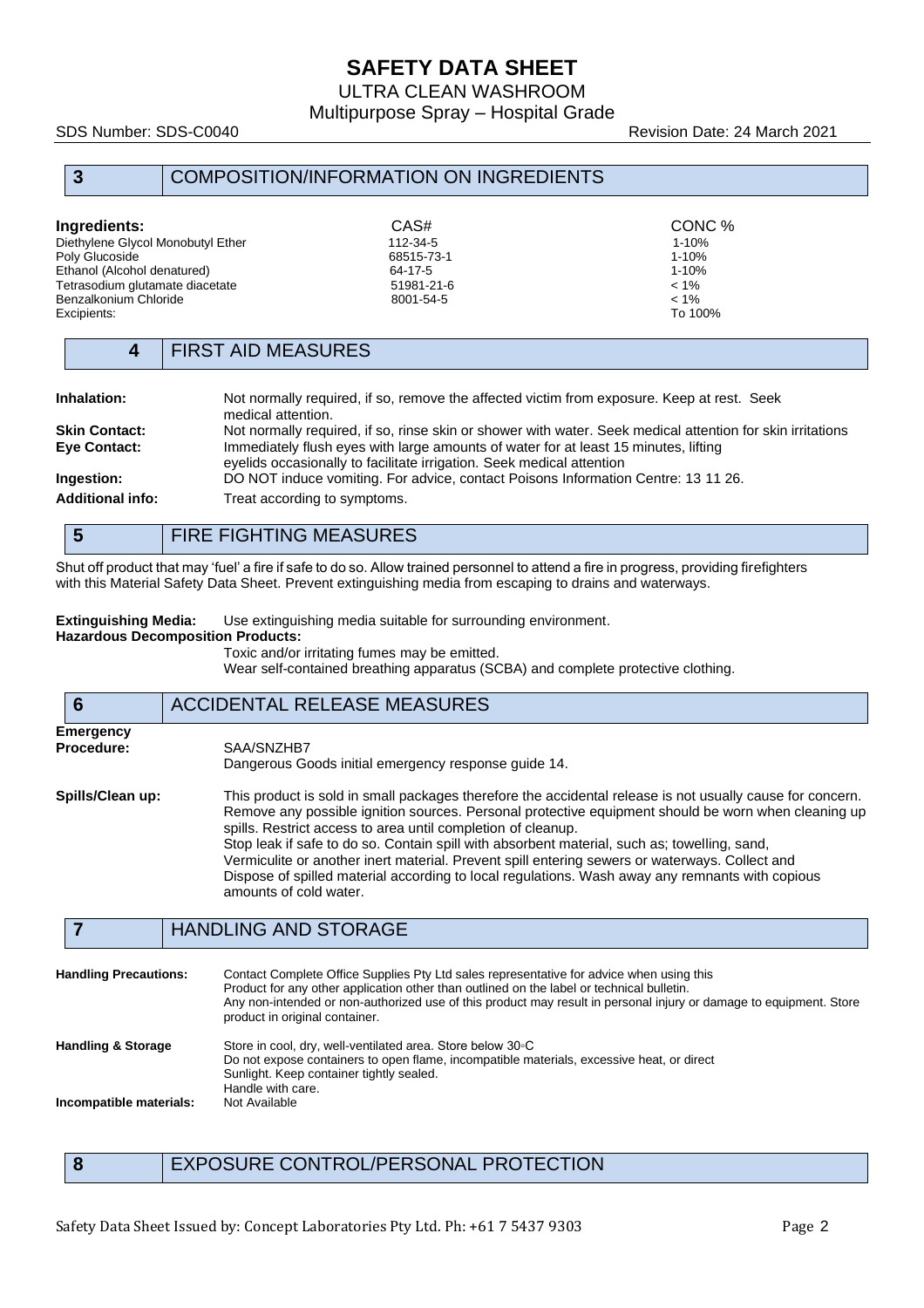## 3 COMPOSITION/INFORMATION ON INGREDIENTS

| Ingredients: | CAS# | CONC % |
|---|---|---|
| Diethylene Glycol Monobutyl Ether | 112-34-5 | 1-10% |
| Poly Glucoside | 68515-73-1 | 1-10% |
| Ethanol (Alcohol denatured) | 64-17-5 | 1-10% |
| Tetrasodium glutamate diacetate | 51981-21-6 | < 1% |
| Benzalkonium Chloride | 8001-54-5 | < 1% |
| Excipients: | | To 100% |

## 4 FIRST AID MEASURES

**Inhalation:** Not normally required, if so, remove the affected victim from exposure. Keep at rest. Seek medical attention.

**Skin Contact:** Not normally required, if so, rinse skin or shower with water. Seek medical attention for skin irritations

**Eye Contact:** Immediately flush eyes with large amounts of water for at least 15 minutes, lifting eyelids occasionally to facilitate irrigation. Seek medical attention

**Ingestion:** DO NOT induce vomiting. For advice, contact Poisons Information Centre: 13 11 26.

**Additional info:** Treat according to symptoms.

## 5 FIRE FIGHTING MEASURES

Shut off product that may 'fuel' a fire if safe to do so. Allow trained personnel to attend a fire in progress, providing firefighters with this Material Safety Data Sheet. Prevent extinguishing media from escaping to drains and waterways.

**Extinguishing Media:** Use extinguishing media suitable for surrounding environment.

**Hazardous Decomposition Products:**
Toxic and/or irritating fumes may be emitted.
Wear self-contained breathing apparatus (SCBA) and complete protective clothing.

## 6 ACCIDENTAL RELEASE MEASURES

**Emergency Procedure:** SAA/SNZHB7
Dangerous Goods initial emergency response guide 14.

**Spills/Clean up:** This product is sold in small packages therefore the accidental release is not usually cause for concern. Remove any possible ignition sources. Personal protective equipment should be worn when cleaning up spills. Restrict access to area until completion of cleanup.
Stop leak if safe to do so. Contain spill with absorbent material, such as; towelling, sand, Vermiculite or another inert material. Prevent spill entering sewers or waterways. Collect and Dispose of spilled material according to local regulations. Wash away any remnants with copious amounts of cold water.

## 7 HANDLING AND STORAGE

**Handling Precautions:** Contact Complete Office Supplies Pty Ltd sales representative for advice when using this Product for any other application other than outlined on the label or technical bulletin.
Any non-intended or non-authorized use of this product may result in personal injury or damage to equipment. Store product in original container.

**Handling & Storage** Store in cool, dry, well-ventilated area. Store below 30◦C
Do not expose containers to open flame, incompatible materials, excessive heat, or direct Sunlight. Keep container tightly sealed.
Handle with care.

**Incompatible materials:** Not Available

## 8 EXPOSURE CONTROL/PERSONAL PROTECTION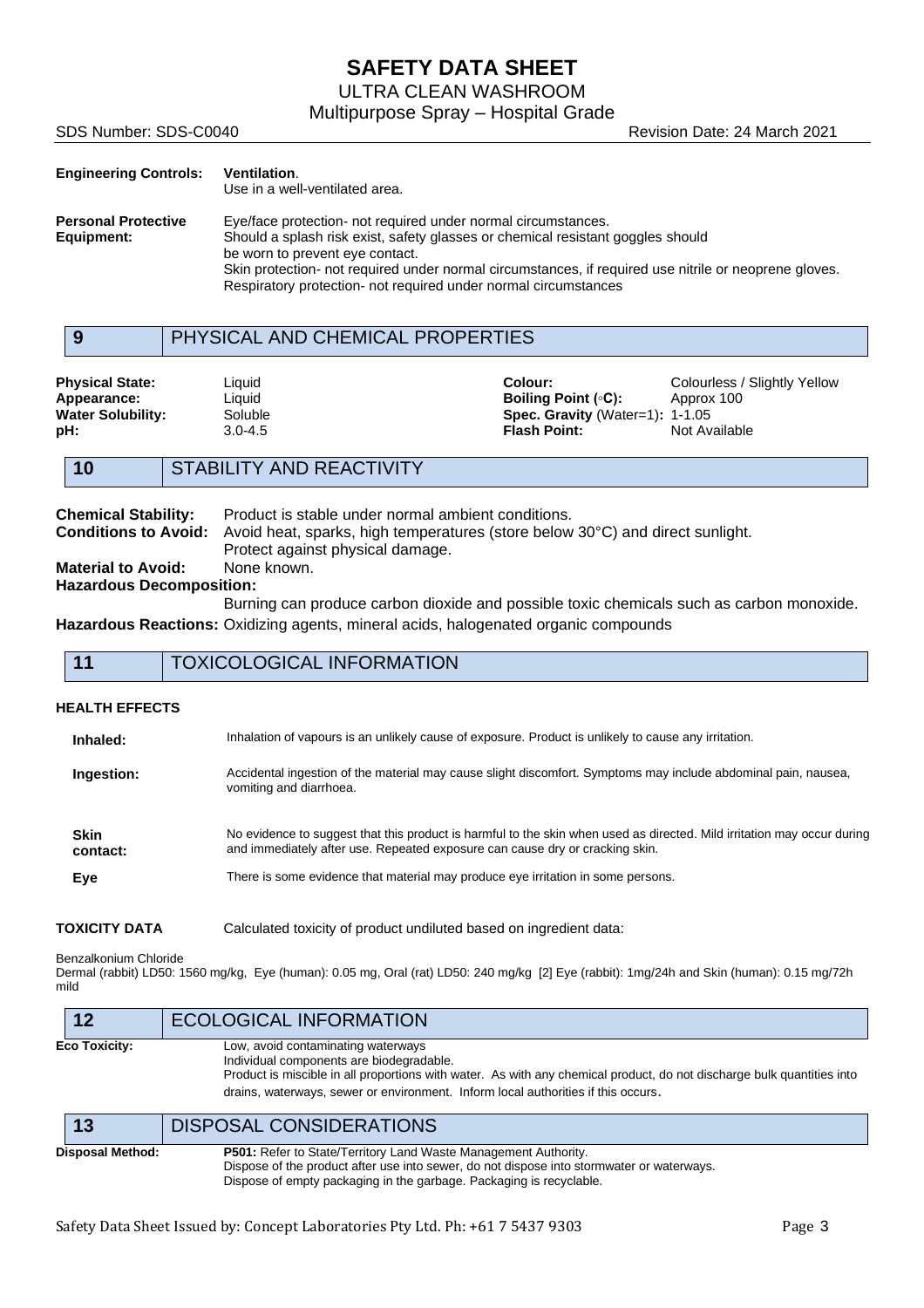**Engineering Controls:** **Ventilation**.
Use in a well-ventilated area.

**Personal Protective Equipment:** Eye/face protection- not required under normal circumstances.
Should a splash risk exist, safety glasses or chemical resistant goggles should be worn to prevent eye contact.
Skin protection- not required under normal circumstances, if required use nitrile or neoprene gloves.
Respiratory protection- not required under normal circumstances

## 9 PHYSICAL AND CHEMICAL PROPERTIES

| | | | |
|---|---|---|---|
| **Physical State:** | Liquid | **Colour:** | Colourless / Slightly Yellow |
| **Appearance:** | Liquid | **Boiling Point (◦C):** | Approx 100 |
| **Water Solubility:** | Soluble | **Spec. Gravity** (Water=1): | 1-1.05 |
| **pH:** | 3.0-4.5 | **Flash Point:** | Not Available |

## 10 STABILITY AND REACTIVITY

**Chemical Stability:** Product is stable under normal ambient conditions.
**Conditions to Avoid:** Avoid heat, sparks, high temperatures (store below 30°C) and direct sunlight. Protect against physical damage.
**Material to Avoid:** None known.
**Hazardous Decomposition:**
Burning can produce carbon dioxide and possible toxic chemicals such as carbon monoxide.
**Hazardous Reactions:** Oxidizing agents, mineral acids, halogenated organic compounds

## 11 TOXICOLOGICAL INFORMATION

**HEALTH EFFECTS**

**Inhaled:** Inhalation of vapours is an unlikely cause of exposure. Product is unlikely to cause any irritation.

**Ingestion:** Accidental ingestion of the material may cause slight discomfort. Symptoms may include abdominal pain, nausea, vomiting and diarrhoea.

**Skin contact:** No evidence to suggest that this product is harmful to the skin when used as directed. Mild irritation may occur during and immediately after use. Repeated exposure can cause dry or cracking skin.

**Eye** There is some evidence that material may produce eye irritation in some persons.

**TOXICITY DATA** Calculated toxicity of product undiluted based on ingredient data:

Benzalkonium Chloride
Dermal (rabbit) LD50: 1560 mg/kg, Eye (human): 0.05 mg, Oral (rat) LD50: 240 mg/kg [2] Eye (rabbit): 1mg/24h and Skin (human): 0.15 mg/72h mild

## 12 ECOLOGICAL INFORMATION

**Eco Toxicity:** Low, avoid contaminating waterways
Individual components are biodegradable.
Product is miscible in all proportions with water. As with any chemical product, do not discharge bulk quantities into drains, waterways, sewer or environment. Inform local authorities if this occurs.

## 13 DISPOSAL CONSIDERATIONS

**Disposal Method:** **P501:** Refer to State/Territory Land Waste Management Authority.
Dispose of the product after use into sewer, do not dispose into stormwater or waterways.
Dispose of empty packaging in the garbage. Packaging is recyclable.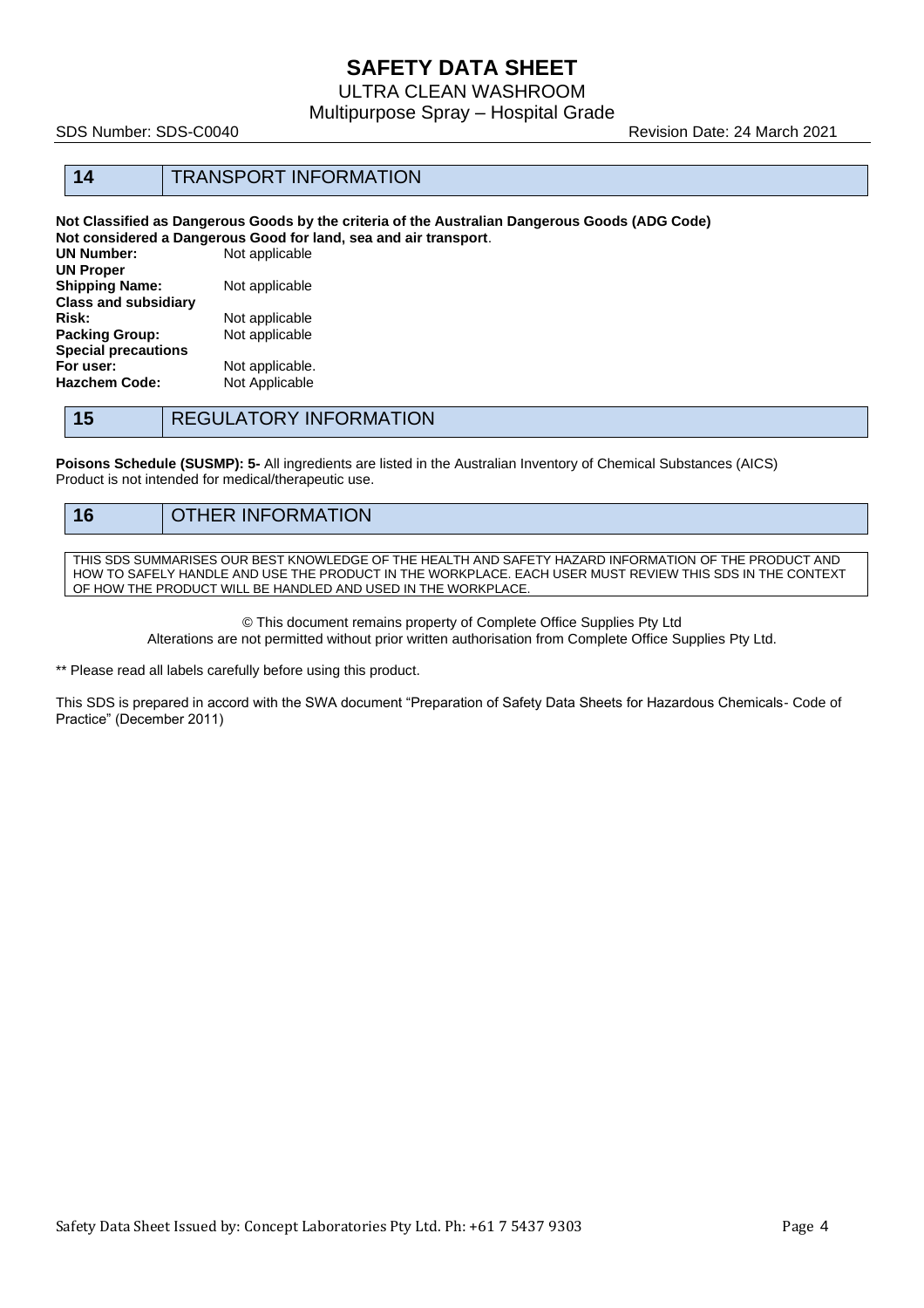## 14 TRANSPORT INFORMATION

**Not Classified as Dangerous Goods by the criteria of the Australian Dangerous Goods (ADG Code)**
**Not considered a Dangerous Good for land, sea and air transport**.

| | |
|---|---|
| **UN Number:** | Not applicable |
| **UN Proper Shipping Name:** | Not applicable |
| **Class and subsidiary Risk:** | Not applicable |
| **Packing Group:** | Not applicable |
| **Special precautions For user:** | Not applicable. |
| **Hazchem Code:** | Not Applicable |

## 15 REGULATORY INFORMATION

**Poisons Schedule (SUSMP): 5-** All ingredients are listed in the Australian Inventory of Chemical Substances (AICS)
Product is not intended for medical/therapeutic use.

## 16 OTHER INFORMATION

THIS SDS SUMMARISES OUR BEST KNOWLEDGE OF THE HEALTH AND SAFETY HAZARD INFORMATION OF THE PRODUCT AND HOW TO SAFELY HANDLE AND USE THE PRODUCT IN THE WORKPLACE. EACH USER MUST REVIEW THIS SDS IN THE CONTEXT OF HOW THE PRODUCT WILL BE HANDLED AND USED IN THE WORKPLACE.

© This document remains property of Complete Office Supplies Pty Ltd
Alterations are not permitted without prior written authorisation from Complete Office Supplies Pty Ltd.

** Please read all labels carefully before using this product.

This SDS is prepared in accord with the SWA document "Preparation of Safety Data Sheets for Hazardous Chemicals- Code of Practice" (December 2011)